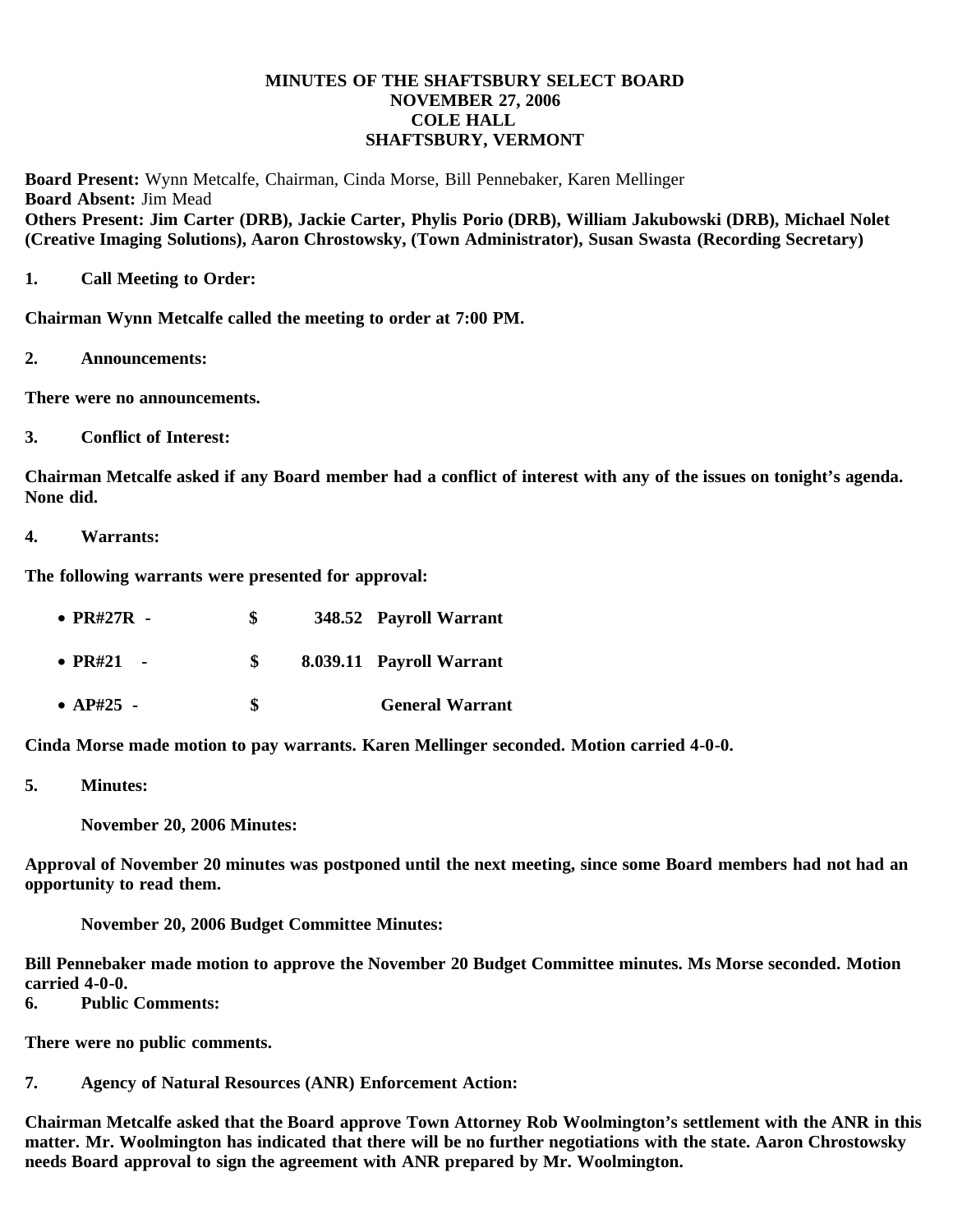**MINUTES OF THE SHAFTSBURY SELECT BOARD**
**NOVEMBER 27, 2006**
**COLE HALL**
**SHAFTSBURY, VERMONT**

**Board Present:** Wynn Metcalfe, Chairman, Cinda Morse, Bill Pennebaker, Karen Mellinger
**Board Absent:** Jim Mead
**Others Present: Jim Carter (DRB), Jackie Carter, Phylis Porio (DRB), William Jakubowski (DRB), Michael Nolet (Creative Imaging Solutions), Aaron Chrostowsky, (Town Administrator), Susan Swasta (Recording Secretary)**

**1. Call Meeting to Order:**

**Chairman Wynn Metcalfe called the meeting to order at 7:00 PM.**

**2. Announcements:**

**There were no announcements.**

**3. Conflict of Interest:**

**Chairman Metcalfe asked if any Board member had a conflict of interest with any of the issues on tonight's agenda. None did.**

**4. Warrants:**

**The following warrants were presented for approval:**

- **PR#27R - $ 348.52 Payroll Warrant**
- **PR#21 - $ 8.039.11 Payroll Warrant**
- **AP#25 - $ General Warrant**

**Cinda Morse made motion to pay warrants. Karen Mellinger seconded. Motion carried 4-0-0.**

**5. Minutes:**

**November 20, 2006 Minutes:**

**Approval of November 20 minutes was postponed until the next meeting, since some Board members had not had an opportunity to read them.**

**November 20, 2006 Budget Committee Minutes:**

**Bill Pennebaker made motion to approve the November 20 Budget Committee minutes. Ms Morse seconded. Motion carried 4-0-0.**

**6. Public Comments:**

**There were no public comments.**

**7. Agency of Natural Resources (ANR) Enforcement Action:**

**Chairman Metcalfe asked that the Board approve Town Attorney Rob Woolmington's settlement with the ANR in this matter. Mr. Woolmington has indicated that there will be no further negotiations with the state. Aaron Chrostowsky needs Board approval to sign the agreement with ANR prepared by Mr. Woolmington.**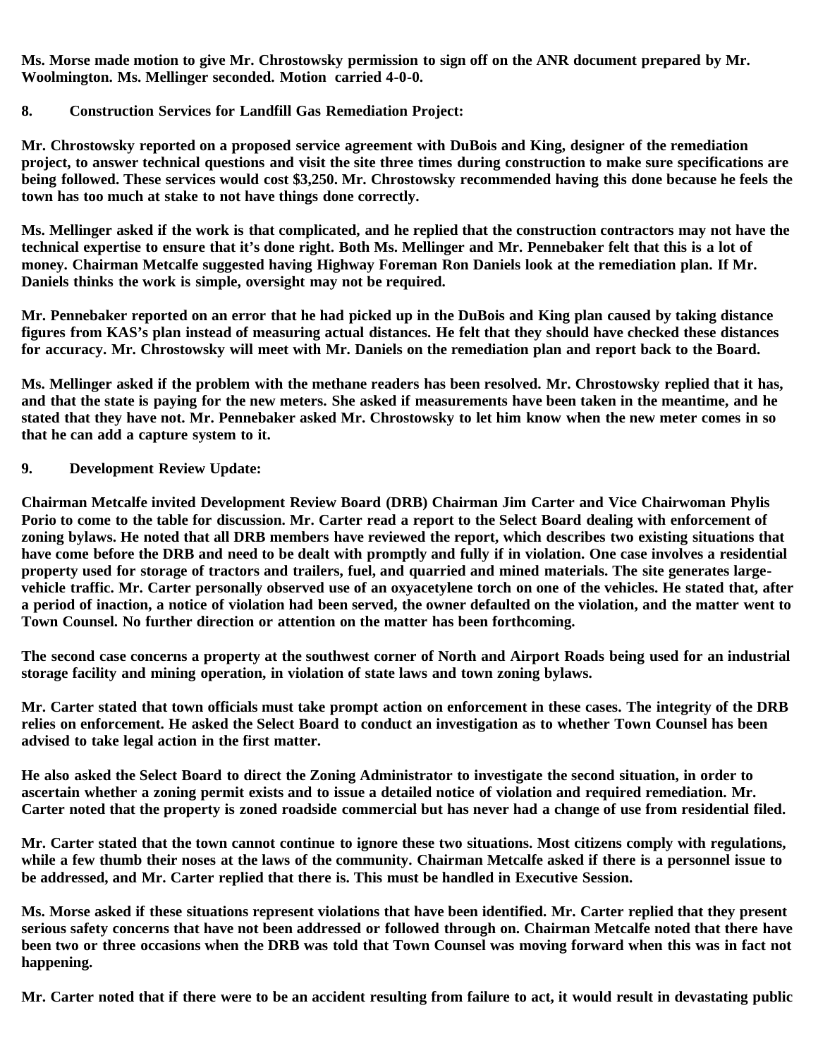**Ms. Morse made motion to give Mr. Chrostowsky permission to sign off on the ANR document prepared by Mr. Woolmington. Ms. Mellinger seconded. Motion carried 4-0-0.**

**8. Construction Services for Landfill Gas Remediation Project:**

**Mr. Chrostowsky reported on a proposed service agreement with DuBois and King, designer of the remediation project, to answer technical questions and visit the site three times during construction to make sure specifications are being followed. These services would cost $3,250. Mr. Chrostowsky recommended having this done because he feels the town has too much at stake to not have things done correctly.**

**Ms. Mellinger asked if the work is that complicated, and he replied that the construction contractors may not have the technical expertise to ensure that it's done right. Both Ms. Mellinger and Mr. Pennebaker felt that this is a lot of money. Chairman Metcalfe suggested having Highway Foreman Ron Daniels look at the remediation plan. If Mr. Daniels thinks the work is simple, oversight may not be required.**

**Mr. Pennebaker reported on an error that he had picked up in the DuBois and King plan caused by taking distance figures from KAS's plan instead of measuring actual distances. He felt that they should have checked these distances for accuracy. Mr. Chrostowsky will meet with Mr. Daniels on the remediation plan and report back to the Board.**

**Ms. Mellinger asked if the problem with the methane readers has been resolved. Mr. Chrostowsky replied that it has, and that the state is paying for the new meters. She asked if measurements have been taken in the meantime, and he stated that they have not. Mr. Pennebaker asked Mr. Chrostowsky to let him know when the new meter comes in so that he can add a capture system to it.**

**9. Development Review Update:**

**Chairman Metcalfe invited Development Review Board (DRB) Chairman Jim Carter and Vice Chairwoman Phylis Porio to come to the table for discussion. Mr. Carter read a report to the Select Board dealing with enforcement of zoning bylaws. He noted that all DRB members have reviewed the report, which describes two existing situations that have come before the DRB and need to be dealt with promptly and fully if in violation. One case involves a residential property used for storage of tractors and trailers, fuel, and quarried and mined materials. The site generates large-vehicle traffic. Mr. Carter personally observed use of an oxyacetylene torch on one of the vehicles. He stated that, after a period of inaction, a notice of violation had been served, the owner defaulted on the violation, and the matter went to Town Counsel. No further direction or attention on the matter has been forthcoming.**

**The second case concerns a property at the southwest corner of North and Airport Roads being used for an industrial storage facility and mining operation, in violation of state laws and town zoning bylaws.**

**Mr. Carter stated that town officials must take prompt action on enforcement in these cases. The integrity of the DRB relies on enforcement. He asked the Select Board to conduct an investigation as to whether Town Counsel has been advised to take legal action in the first matter.**

**He also asked the Select Board to direct the Zoning Administrator to investigate the second situation, in order to ascertain whether a zoning permit exists and to issue a detailed notice of violation and required remediation. Mr. Carter noted that the property is zoned roadside commercial but has never had a change of use from residential filed.**

**Mr. Carter stated that the town cannot continue to ignore these two situations. Most citizens comply with regulations, while a few thumb their noses at the laws of the community. Chairman Metcalfe asked if there is a personnel issue to be addressed, and Mr. Carter replied that there is. This must be handled in Executive Session.**

**Ms. Morse asked if these situations represent violations that have been identified. Mr. Carter replied that they present serious safety concerns that have not been addressed or followed through on. Chairman Metcalfe noted that there have been two or three occasions when the DRB was told that Town Counsel was moving forward when this was in fact not happening.**

**Mr. Carter noted that if there were to be an accident resulting from failure to act, it would result in devastating public**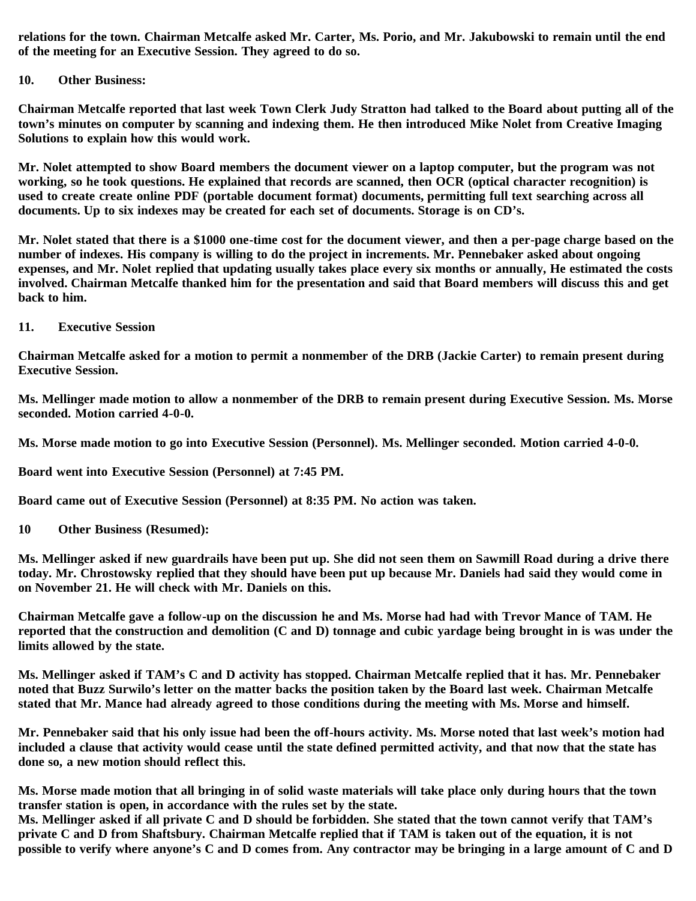**relations for the town. Chairman Metcalfe asked Mr. Carter, Ms. Porio, and Mr. Jakubowski to remain until the end of the meeting for an Executive Session. They agreed to do so.**

**10. Other Business:**

**Chairman Metcalfe reported that last week Town Clerk Judy Stratton had talked to the Board about putting all of the town's minutes on computer by scanning and indexing them. He then introduced Mike Nolet from Creative Imaging Solutions to explain how this would work.**

**Mr. Nolet attempted to show Board members the document viewer on a laptop computer, but the program was not working, so he took questions. He explained that records are scanned, then OCR (optical character recognition) is used to create create online PDF (portable document format) documents, permitting full text searching across all documents. Up to six indexes may be created for each set of documents. Storage is on CD's.**

**Mr. Nolet stated that there is a $1000 one-time cost for the document viewer, and then a per-page charge based on the number of indexes. His company is willing to do the project in increments. Mr. Pennebaker asked about ongoing expenses, and Mr. Nolet replied that updating usually takes place every six months or annually, He estimated the costs involved. Chairman Metcalfe thanked him for the presentation and said that Board members will discuss this and get back to him.**

**11. Executive Session**

**Chairman Metcalfe asked for a motion to permit a nonmember of the DRB (Jackie Carter) to remain present during Executive Session.**

**Ms. Mellinger made motion to allow a nonmember of the DRB to remain present during Executive Session. Ms. Morse seconded. Motion carried 4-0-0.**

**Ms. Morse made motion to go into Executive Session (Personnel). Ms. Mellinger seconded. Motion carried 4-0-0.**

**Board went into Executive Session (Personnel) at 7:45 PM.**

**Board came out of Executive Session (Personnel) at 8:35 PM. No action was taken.**

**10 Other Business (Resumed):**

**Ms. Mellinger asked if new guardrails have been put up. She did not seen them on Sawmill Road during a drive there today. Mr. Chrostowsky replied that they should have been put up because Mr. Daniels had said they would come in on November 21. He will check with Mr. Daniels on this.**

**Chairman Metcalfe gave a follow-up on the discussion he and Ms. Morse had had with Trevor Mance of TAM. He reported that the construction and demolition (C and D) tonnage and cubic yardage being brought in is was under the limits allowed by the state.**

**Ms. Mellinger asked if TAM's C and D activity has stopped. Chairman Metcalfe replied that it has. Mr. Pennebaker noted that Buzz Surwilo's letter on the matter backs the position taken by the Board last week. Chairman Metcalfe stated that Mr. Mance had already agreed to those conditions during the meeting with Ms. Morse and himself.**

**Mr. Pennebaker said that his only issue had been the off-hours activity. Ms. Morse noted that last week's motion had included a clause that activity would cease until the state defined permitted activity, and that now that the state has done so, a new motion should reflect this.**

**Ms. Morse made motion that all bringing in of solid waste materials will take place only during hours that the town transfer station is open, in accordance with the rules set by the state.**
**Ms. Mellinger asked if all private C and D should be forbidden. She stated that the town cannot verify that TAM's private C and D from Shaftsbury. Chairman Metcalfe replied that if TAM is taken out of the equation, it is not possible to verify where anyone's C and D comes from. Any contractor may be bringing in a large amount of C and D**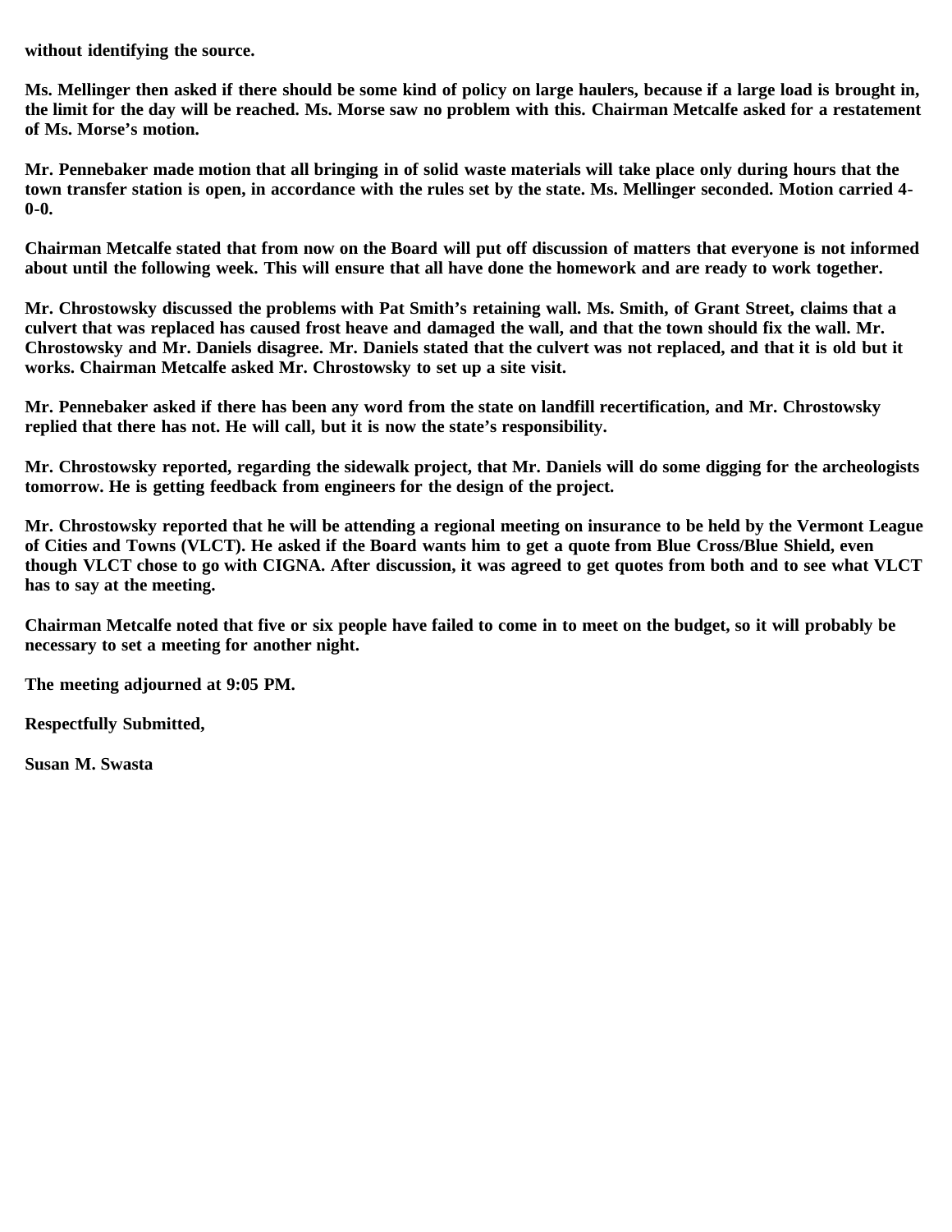**without identifying the source.**

**Ms. Mellinger then asked if there should be some kind of policy on large haulers, because if a large load is brought in, the limit for the day will be reached. Ms. Morse saw no problem with this. Chairman Metcalfe asked for a restatement of Ms. Morse's motion.**

**Mr. Pennebaker made motion that all bringing in of solid waste materials will take place only during hours that the town transfer station is open, in accordance with the rules set by the state. Ms. Mellinger seconded. Motion carried 4-0-0.**

**Chairman Metcalfe stated that from now on the Board will put off discussion of matters that everyone is not informed about until the following week. This will ensure that all have done the homework and are ready to work together.**

**Mr. Chrostowsky discussed the problems with Pat Smith's retaining wall. Ms. Smith, of Grant Street, claims that a culvert that was replaced has caused frost heave and damaged the wall, and that the town should fix the wall. Mr. Chrostowsky and Mr. Daniels disagree. Mr. Daniels stated that the culvert was not replaced, and that it is old but it works. Chairman Metcalfe asked Mr. Chrostowsky to set up a site visit.**

**Mr. Pennebaker asked if there has been any word from the state on landfill recertification, and Mr. Chrostowsky replied that there has not. He will call, but it is now the state's responsibility.**

**Mr. Chrostowsky reported, regarding the sidewalk project, that Mr. Daniels will do some digging for the archeologists tomorrow. He is getting feedback from engineers for the design of the project.**

**Mr. Chrostowsky reported that he will be attending a regional meeting on insurance to be held by the Vermont League of Cities and Towns (VLCT). He asked if the Board wants him to get a quote from Blue Cross/Blue Shield, even though VLCT chose to go with CIGNA. After discussion, it was agreed to get quotes from both and to see what VLCT has to say at the meeting.**

**Chairman Metcalfe noted that five or six people have failed to come in to meet on the budget, so it will probably be necessary to set a meeting for another night.**

**The meeting adjourned at 9:05 PM.**

**Respectfully Submitted,**

**Susan M. Swasta**